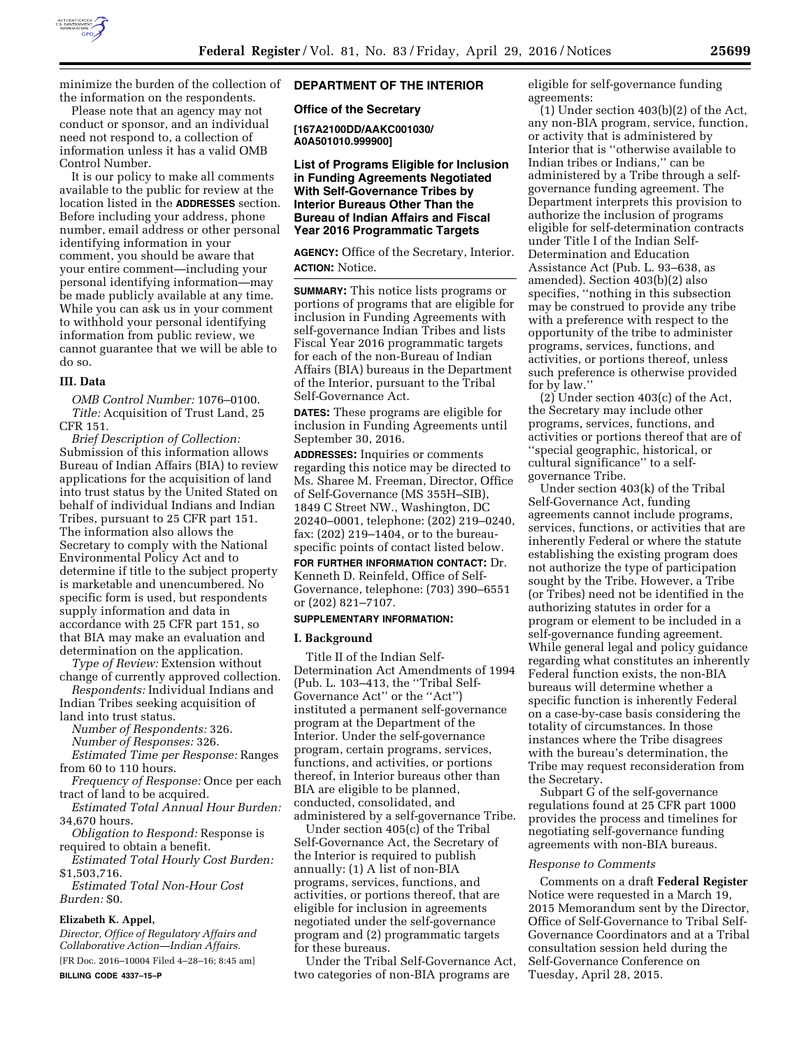minimize the burden of the collection of the information on the respondents.

Please note that an agency may not conduct or sponsor, and an individual need not respond to, a collection of information unless it has a valid OMB Control Number.

It is our policy to make all comments available to the public for review at the location listed in the **ADDRESSES** section. Before including your address, phone number, email address or other personal identifying information in your comment, you should be aware that your entire comment—including your personal identifying information—may be made publicly available at any time. While you can ask us in your comment to withhold your personal identifying information from public review, we cannot guarantee that we will be able to do so.

### III. Data

*OMB Control Number:* 1076–0100.

*Title:* Acquisition of Trust Land, 25 CFR 151.

*Brief Description of Collection:* Submission of this information allows Bureau of Indian Affairs (BIA) to review applications for the acquisition of land into trust status by the United States on behalf of individual Indians and Indian Tribes, pursuant to 25 CFR part 151. The information also allows the Secretary to comply with the National Environmental Policy Act and to determine if title to the subject property is marketable and unencumbered. No specific form is used, but respondents supply information and data in accordance with 25 CFR part 151, so that BIA may make an evaluation and determination on the application.

*Type of Review:* Extension without change of currently approved collection.

*Respondents:* Individual Indians and Indian Tribes seeking acquisition of land into trust status.

*Number of Respondents:* 326.

*Number of Responses:* 326.

*Estimated Time per Response:* Ranges from 60 to 110 hours.

*Frequency of Response:* Once per each tract of land to be acquired.

*Estimated Total Annual Hour Burden:* 34,670 hours.

*Obligation to Respond:* Response is required to obtain a benefit.

*Estimated Total Hourly Cost Burden:* $1,503,716.

*Estimated Total Non-Hour Cost Burden:* $0.

**Elizabeth K. Appel,**

*Director, Office of Regulatory Affairs and Collaborative Action—Indian Affairs.*

[FR Doc. 2016–10004 Filed 4–28–16; 8:45 am]

**BILLING CODE 4337–15–P**

## DEPARTMENT OF THE INTERIOR

### Office of the Secretary

**[167A2100DD/AAKC001030/A0A501010.999900]**

### List of Programs Eligible for Inclusion in Funding Agreements Negotiated With Self-Governance Tribes by Interior Bureaus Other Than the Bureau of Indian Affairs and Fiscal Year 2016 Programmatic Targets

**AGENCY:** Office of the Secretary, Interior.

**ACTION:** Notice.

**SUMMARY:** This notice lists programs or portions of programs that are eligible for inclusion in Funding Agreements with self-governance Indian Tribes and lists Fiscal Year 2016 programmatic targets for each of the non-Bureau of Indian Affairs (BIA) bureaus in the Department of the Interior, pursuant to the Tribal Self-Governance Act.

**DATES:** These programs are eligible for inclusion in Funding Agreements until September 30, 2016.

**ADDRESSES:** Inquiries or comments regarding this notice may be directed to Ms. Sharee M. Freeman, Director, Office of Self-Governance (MS 355H–SIB), 1849 C Street NW., Washington, DC 20240–0001, telephone: (202) 219–0240, fax: (202) 219–1404, or to the bureau-specific points of contact listed below.

**FOR FURTHER INFORMATION CONTACT:** Dr. Kenneth D. Reinfeld, Office of Self-Governance, telephone: (703) 390–6551 or (202) 821–7107.

**SUPPLEMENTARY INFORMATION:**

### I. Background

Title II of the Indian Self-Determination Act Amendments of 1994 (Pub. L. 103–413, the ''Tribal Self-Governance Act'' or the ''Act'') instituted a permanent self-governance program at the Department of the Interior. Under the self-governance program, certain programs, services, functions, and activities, or portions thereof, in Interior bureaus other than BIA are eligible to be planned, conducted, consolidated, and administered by a self-governance Tribe.

Under section 405(c) of the Tribal Self-Governance Act, the Secretary of the Interior is required to publish annually: (1) A list of non-BIA programs, services, functions, and activities, or portions thereof, that are eligible for inclusion in agreements negotiated under the self-governance program and (2) programmatic targets for these bureaus.

Under the Tribal Self-Governance Act, two categories of non-BIA programs are eligible for self-governance funding agreements:

(1) Under section 403(b)(2) of the Act, any non-BIA program, service, function, or activity that is administered by Interior that is ''otherwise available to Indian tribes or Indians,'' can be administered by a Tribe through a self-governance funding agreement. The Department interprets this provision to authorize the inclusion of programs eligible for self-determination contracts under Title I of the Indian Self-Determination and Education Assistance Act (Pub. L. 93–638, as amended). Section 403(b)(2) also specifies, ''nothing in this subsection may be construed to provide any tribe with a preference with respect to the opportunity of the tribe to administer programs, services, functions, and activities, or portions thereof, unless such preference is otherwise provided for by law.''

(2) Under section 403(c) of the Act, the Secretary may include other programs, services, functions, and activities or portions thereof that are of ''special geographic, historical, or cultural significance'' to a self-governance Tribe.

Under section 403(k) of the Tribal Self-Governance Act, funding agreements cannot include programs, services, functions, or activities that are inherently Federal or where the statute establishing the existing program does not authorize the type of participation sought by the Tribe. However, a Tribe (or Tribes) need not be identified in the authorizing statutes in order for a program or element to be included in a self-governance funding agreement. While general legal and policy guidance regarding what constitutes an inherently Federal function exists, the non-BIA bureaus will determine whether a specific function is inherently Federal on a case-by-case basis considering the totality of circumstances. In those instances where the Tribe disagrees with the bureau's determination, the Tribe may request reconsideration from the Secretary.

Subpart G of the self-governance regulations found at 25 CFR part 1000 provides the process and timelines for negotiating self-governance funding agreements with non-BIA bureaus.

*Response to Comments*

Comments on a draft **Federal Register** Notice were requested in a March 19, 2015 Memorandum sent by the Director, Office of Self-Governance to Tribal Self-Governance Coordinators and at a Tribal consultation session held during the Self-Governance Conference on Tuesday, April 28, 2015.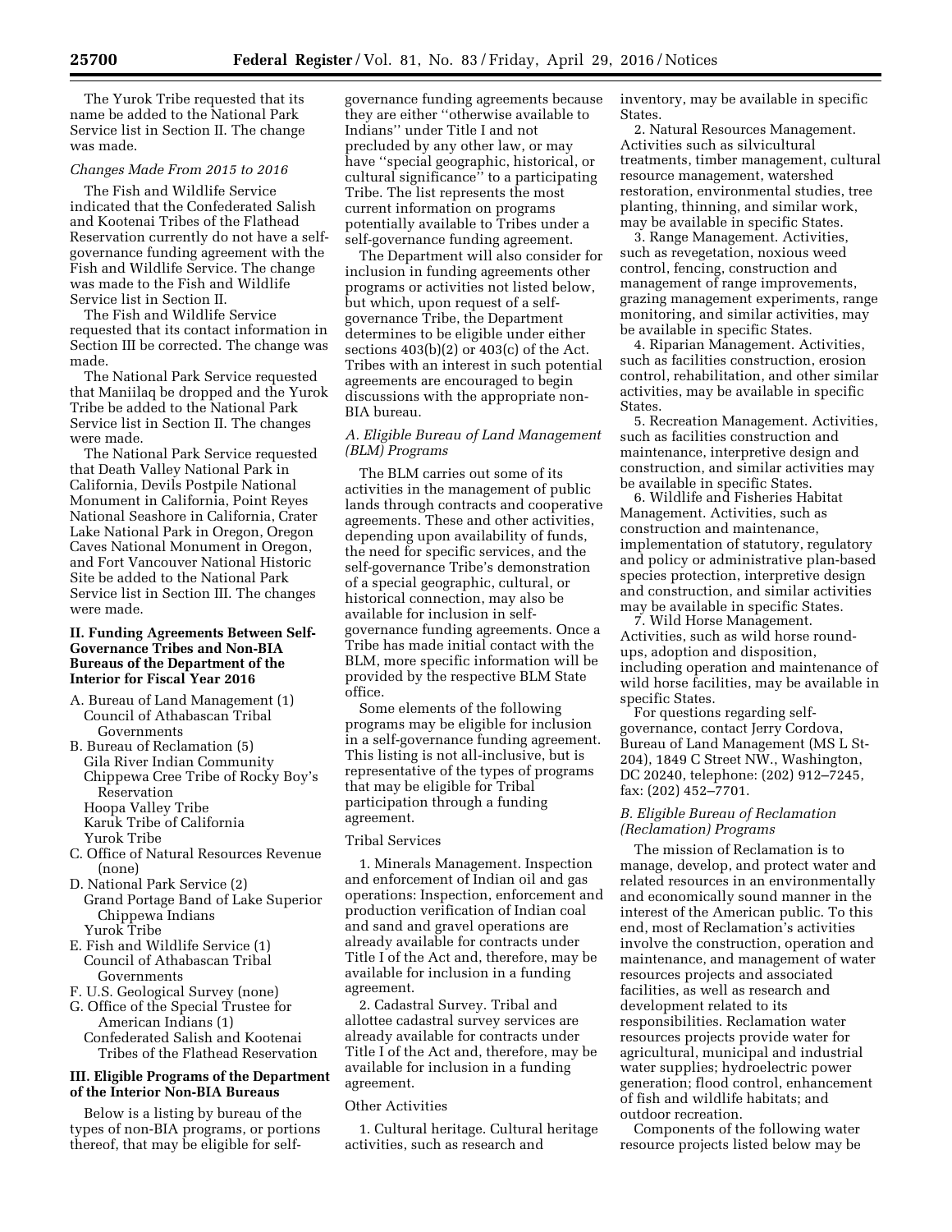The Yurok Tribe requested that its name be added to the National Park Service list in Section II. The change was made.

*Changes Made From 2015 to 2016*

The Fish and Wildlife Service indicated that the Confederated Salish and Kootenai Tribes of the Flathead Reservation currently do not have a self-governance funding agreement with the Fish and Wildlife Service. The change was made to the Fish and Wildlife Service list in Section II.

The Fish and Wildlife Service requested that its contact information in Section III be corrected. The change was made.

The National Park Service requested that Maniilaq be dropped and the Yurok Tribe be added to the National Park Service list in Section II. The changes were made.

The National Park Service requested that Death Valley National Park in California, Devils Postpile National Monument in California, Point Reyes National Seashore in California, Crater Lake National Park in Oregon, Oregon Caves National Monument in Oregon, and Fort Vancouver National Historic Site be added to the National Park Service list in Section III. The changes were made.

## II. Funding Agreements Between Self-Governance Tribes and Non-BIA Bureaus of the Department of the Interior for Fiscal Year 2016

A. Bureau of Land Management (1)
  Council of Athabascan Tribal Governments
B. Bureau of Reclamation (5)
  Gila River Indian Community
  Chippewa Cree Tribe of Rocky Boy's Reservation
  Hoopa Valley Tribe
  Karuk Tribe of California
  Yurok Tribe
C. Office of Natural Resources Revenue (none)
D. National Park Service (2)
  Grand Portage Band of Lake Superior Chippewa Indians
  Yurok Tribe
E. Fish and Wildlife Service (1)
  Council of Athabascan Tribal Governments
F. U.S. Geological Survey (none)
G. Office of the Special Trustee for American Indians (1)
  Confederated Salish and Kootenai Tribes of the Flathead Reservation

## III. Eligible Programs of the Department of the Interior Non-BIA Bureaus

Below is a listing by bureau of the types of non-BIA programs, or portions thereof, that may be eligible for self-governance funding agreements because they are either "otherwise available to Indians" under Title I and not precluded by any other law, or may have "special geographic, historical, or cultural significance" to a participating Tribe. The list represents the most current information on programs potentially available to Tribes under a self-governance funding agreement.

The Department will also consider for inclusion in funding agreements other programs or activities not listed below, but which, upon request of a self-governance Tribe, the Department determines to be eligible under either sections 403(b)(2) or 403(c) of the Act. Tribes with an interest in such potential agreements are encouraged to begin discussions with the appropriate non-BIA bureau.

### *A. Eligible Bureau of Land Management (BLM) Programs*

The BLM carries out some of its activities in the management of public lands through contracts and cooperative agreements. These and other activities, depending upon availability of funds, the need for specific services, and the self-governance Tribe's demonstration of a special geographic, cultural, or historical connection, may also be available for inclusion in self-governance funding agreements. Once a Tribe has made initial contact with the BLM, more specific information will be provided by the respective BLM State office.

Some elements of the following programs may be eligible for inclusion in a self-governance funding agreement. This listing is not all-inclusive, but is representative of the types of programs that may be eligible for Tribal participation through a funding agreement.

Tribal Services

1. Minerals Management. Inspection and enforcement of Indian oil and gas operations: Inspection, enforcement and production verification of Indian coal and sand and gravel operations are already available for contracts under Title I of the Act and, therefore, may be available for inclusion in a funding agreement.

2. Cadastral Survey. Tribal and allottee cadastral survey services are already available for contracts under Title I of the Act and, therefore, may be available for inclusion in a funding agreement.

Other Activities

1. Cultural heritage. Cultural heritage activities, such as research and inventory, may be available in specific States.

2. Natural Resources Management. Activities such as silvicultural treatments, timber management, cultural resource management, watershed restoration, environmental studies, tree planting, thinning, and similar work, may be available in specific States.

3. Range Management. Activities, such as revegetation, noxious weed control, fencing, construction and management of range improvements, grazing management experiments, range monitoring, and similar activities, may be available in specific States.

4. Riparian Management. Activities, such as facilities construction, erosion control, rehabilitation, and other similar activities, may be available in specific States.

5. Recreation Management. Activities, such as facilities construction and maintenance, interpretive design and construction, and similar activities may be available in specific States.

6. Wildlife and Fisheries Habitat Management. Activities, such as construction and maintenance, implementation of statutory, regulatory and policy or administrative plan-based species protection, interpretive design and construction, and similar activities may be available in specific States.

7. Wild Horse Management. Activities, such as wild horse round-ups, adoption and disposition, including operation and maintenance of wild horse facilities, may be available in specific States.

For questions regarding self-governance, contact Jerry Cordova, Bureau of Land Management (MS L St-204), 1849 C Street NW., Washington, DC 20240, telephone: (202) 912–7245, fax: (202) 452–7701.

### *B. Eligible Bureau of Reclamation (Reclamation) Programs*

The mission of Reclamation is to manage, develop, and protect water and related resources in an environmentally and economically sound manner in the interest of the American public. To this end, most of Reclamation's activities involve the construction, operation and maintenance, and management of water resources projects and associated facilities, as well as research and development related to its responsibilities. Reclamation water resources projects provide water for agricultural, municipal and industrial water supplies; hydroelectric power generation; flood control, enhancement of fish and wildlife habitats; and outdoor recreation.

Components of the following water resource projects listed below may be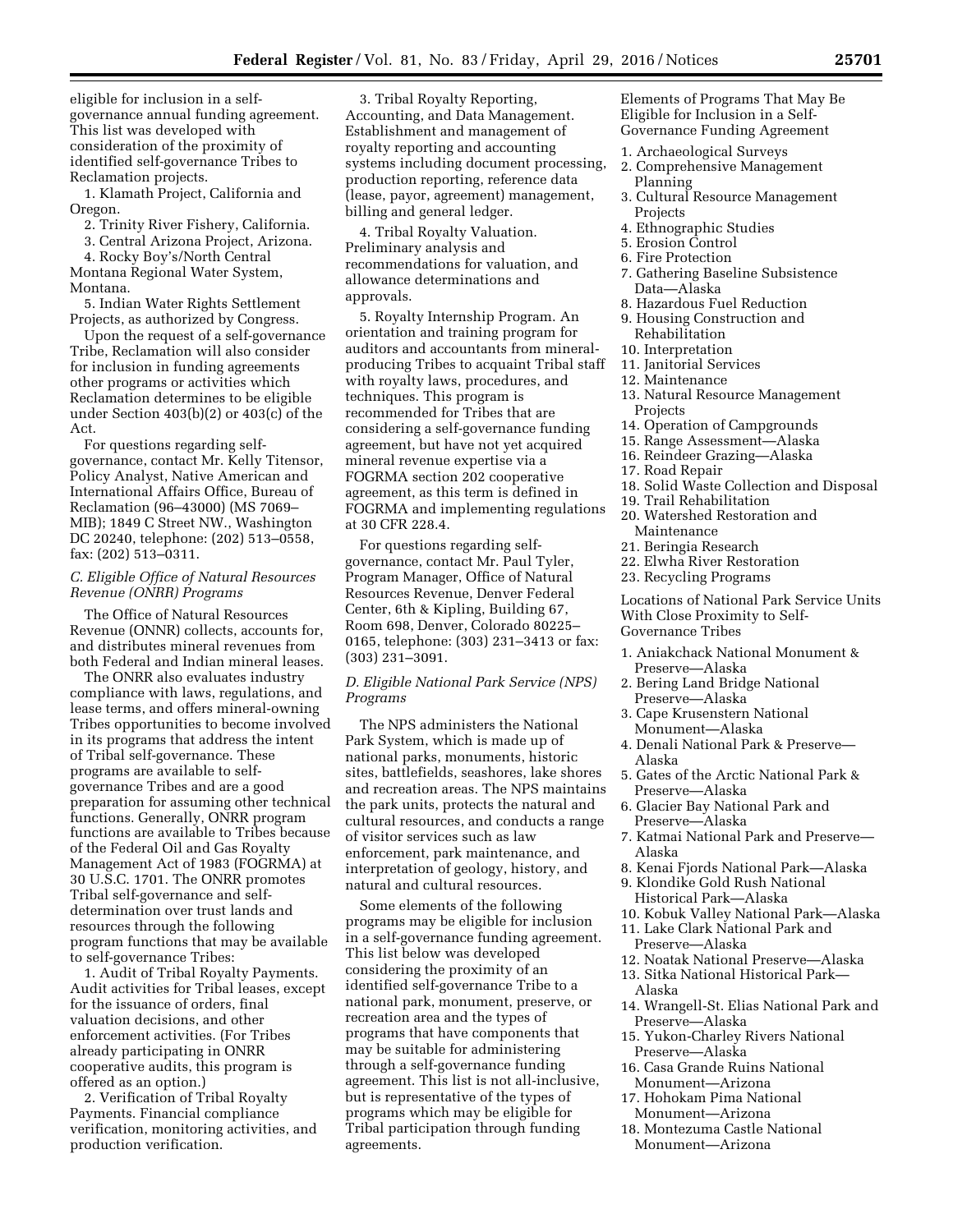eligible for inclusion in a self-governance annual funding agreement. This list was developed with consideration of the proximity of identified self-governance Tribes to Reclamation projects.

1. Klamath Project, California and Oregon.
2. Trinity River Fishery, California.
3. Central Arizona Project, Arizona.
4. Rocky Boy's/North Central Montana Regional Water System, Montana.
5. Indian Water Rights Settlement Projects, as authorized by Congress.

Upon the request of a self-governance Tribe, Reclamation will also consider for inclusion in funding agreements other programs or activities which Reclamation determines to be eligible under Section 403(b)(2) or 403(c) of the Act.

For questions regarding self-governance, contact Mr. Kelly Titensor, Policy Analyst, Native American and International Affairs Office, Bureau of Reclamation (96–43000) (MS 7069–MIB); 1849 C Street NW., Washington DC 20240, telephone: (202) 513–0558, fax: (202) 513–0311.

### *C. Eligible Office of Natural Resources Revenue (ONRR) Programs*

The Office of Natural Resources Revenue (ONNR) collects, accounts for, and distributes mineral revenues from both Federal and Indian mineral leases.

The ONRR also evaluates industry compliance with laws, regulations, and lease terms, and offers mineral-owning Tribes opportunities to become involved in its programs that address the intent of Tribal self-governance. These programs are available to self-governance Tribes and are a good preparation for assuming other technical functions. Generally, ONRR program functions are available to Tribes because of the Federal Oil and Gas Royalty Management Act of 1983 (FOGRMA) at 30 U.S.C. 1701. The ONRR promotes Tribal self-governance and self-determination over trust lands and resources through the following program functions that may be available to self-governance Tribes:

1. Audit of Tribal Royalty Payments. Audit activities for Tribal leases, except for the issuance of orders, final valuation decisions, and other enforcement activities. (For Tribes already participating in ONRR cooperative audits, this program is offered as an option.)
2. Verification of Tribal Royalty Payments. Financial compliance verification, monitoring activities, and production verification.
3. Tribal Royalty Reporting, Accounting, and Data Management. Establishment and management of royalty reporting and accounting systems including document processing, production reporting, reference data (lease, payor, agreement) management, billing and general ledger.
4. Tribal Royalty Valuation. Preliminary analysis and recommendations for valuation, and allowance determinations and approvals.
5. Royalty Internship Program. An orientation and training program for auditors and accountants from mineral-producing Tribes to acquaint Tribal staff with royalty laws, procedures, and techniques. This program is recommended for Tribes that are considering a self-governance funding agreement, but have not yet acquired mineral revenue expertise via a FOGRMA section 202 cooperative agreement, as this term is defined in FOGRMA and implementing regulations at 30 CFR 228.4.

For questions regarding self-governance, contact Mr. Paul Tyler, Program Manager, Office of Natural Resources Revenue, Denver Federal Center, 6th & Kipling, Building 67, Room 698, Denver, Colorado 80225–0165, telephone: (303) 231–3413 or fax: (303) 231–3091.

### *D. Eligible National Park Service (NPS) Programs*

The NPS administers the National Park System, which is made up of national parks, monuments, historic sites, battlefields, seashores, lake shores and recreation areas. The NPS maintains the park units, protects the natural and cultural resources, and conducts a range of visitor services such as law enforcement, park maintenance, and interpretation of geology, history, and natural and cultural resources.

Some elements of the following programs may be eligible for inclusion in a self-governance funding agreement. This list below was developed considering the proximity of an identified self-governance Tribe to a national park, monument, preserve, or recreation area and the types of programs that have components that may be suitable for administering through a self-governance funding agreement. This list is not all-inclusive, but is representative of the types of programs which may be eligible for Tribal participation through funding agreements.

Elements of Programs That May Be Eligible for Inclusion in a Self-Governance Funding Agreement

1. Archaeological Surveys
2. Comprehensive Management Planning
3. Cultural Resource Management Projects
4. Ethnographic Studies
5. Erosion Control
6. Fire Protection
7. Gathering Baseline Subsistence Data—Alaska
8. Hazardous Fuel Reduction
9. Housing Construction and Rehabilitation
10. Interpretation
11. Janitorial Services
12. Maintenance
13. Natural Resource Management Projects
14. Operation of Campgrounds
15. Range Assessment—Alaska
16. Reindeer Grazing—Alaska
17. Road Repair
18. Solid Waste Collection and Disposal
19. Trail Rehabilitation
20. Watershed Restoration and Maintenance
21. Beringia Research
22. Elwha River Restoration
23. Recycling Programs

Locations of National Park Service Units With Close Proximity to Self-Governance Tribes

1. Aniakchack National Monument & Preserve—Alaska
2. Bering Land Bridge National Preserve—Alaska
3. Cape Krusenstern National Monument—Alaska
4. Denali National Park & Preserve—Alaska
5. Gates of the Arctic National Park & Preserve—Alaska
6. Glacier Bay National Park and Preserve—Alaska
7. Katmai National Park and Preserve—Alaska
8. Kenai Fjords National Park—Alaska
9. Klondike Gold Rush National Historical Park—Alaska
10. Kobuk Valley National Park—Alaska
11. Lake Clark National Park and Preserve—Alaska
12. Noatak National Preserve—Alaska
13. Sitka National Historical Park—Alaska
14. Wrangell-St. Elias National Park and Preserve—Alaska
15. Yukon-Charley Rivers National Preserve—Alaska
16. Casa Grande Ruins National Monument—Arizona
17. Hohokam Pima National Monument—Arizona
18. Montezuma Castle National Monument—Arizona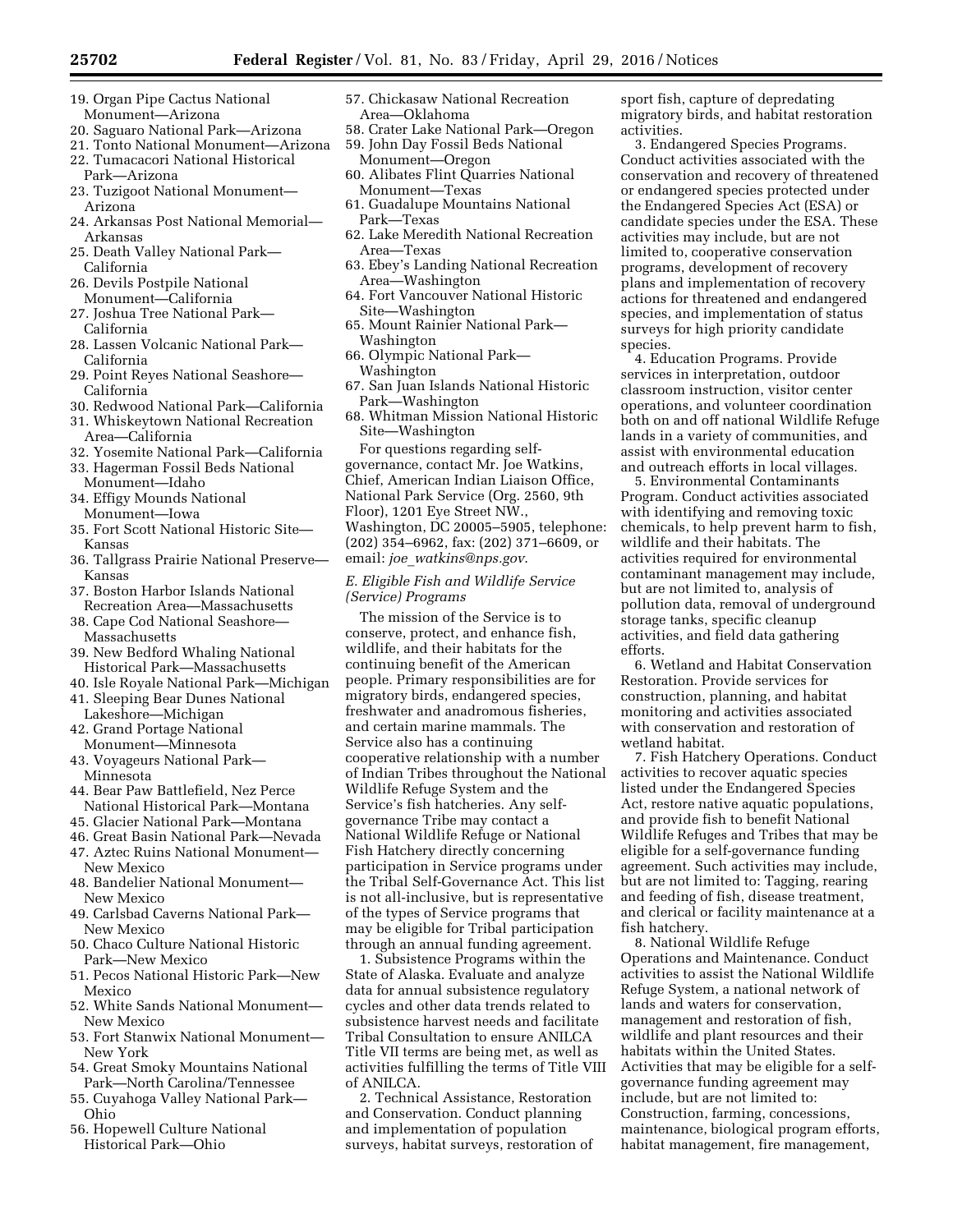19. Organ Pipe Cactus National Monument—Arizona
20. Saguaro National Park—Arizona
21. Tonto National Monument—Arizona
22. Tumacacori National Historical Park—Arizona
23. Tuzigoot National Monument—Arizona
24. Arkansas Post National Memorial—Arkansas
25. Death Valley National Park—California
26. Devils Postpile National Monument—California
27. Joshua Tree National Park—California
28. Lassen Volcanic National Park—California
29. Point Reyes National Seashore—California
30. Redwood National Park—California
31. Whiskeytown National Recreation Area—California
32. Yosemite National Park—California
33. Hagerman Fossil Beds National Monument—Idaho
34. Effigy Mounds National Monument—Iowa
35. Fort Scott National Historic Site—Kansas
36. Tallgrass Prairie National Preserve—Kansas
37. Boston Harbor Islands National Recreation Area—Massachusetts
38. Cape Cod National Seashore—Massachusetts
39. New Bedford Whaling National Historical Park—Massachusetts
40. Isle Royale National Park—Michigan
41. Sleeping Bear Dunes National Lakeshore—Michigan
42. Grand Portage National Monument—Minnesota
43. Voyageurs National Park—Minnesota
44. Bear Paw Battlefield, Nez Perce National Historical Park—Montana
45. Glacier National Park—Montana
46. Great Basin National Park—Nevada
47. Aztec Ruins National Monument—New Mexico
48. Bandelier National Monument—New Mexico
49. Carlsbad Caverns National Park—New Mexico
50. Chaco Culture National Historic Park—New Mexico
51. Pecos National Historic Park—New Mexico
52. White Sands National Monument—New Mexico
53. Fort Stanwix National Monument—New York
54. Great Smoky Mountains National Park—North Carolina/Tennessee
55. Cuyahoga Valley National Park—Ohio
56. Hopewell Culture National Historical Park—Ohio
57. Chickasaw National Recreation Area—Oklahoma
58. Crater Lake National Park—Oregon
59. John Day Fossil Beds National Monument—Oregon
60. Alibates Flint Quarries National Monument—Texas
61. Guadalupe Mountains National Park—Texas
62. Lake Meredith National Recreation Area—Texas
63. Ebey's Landing National Recreation Area—Washington
64. Fort Vancouver National Historic Site—Washington
65. Mount Rainier National Park—Washington
66. Olympic National Park—Washington
67. San Juan Islands National Historic Park—Washington
68. Whitman Mission National Historic Site—Washington

For questions regarding self-governance, contact Mr. Joe Watkins, Chief, American Indian Liaison Office, National Park Service (Org. 2560, 9th Floor), 1201 Eye Street NW., Washington, DC 20005–5905, telephone: (202) 354–6962, fax: (202) 371–6609, or email: *joe_watkins@nps.gov*.

*E. Eligible Fish and Wildlife Service (Service) Programs*

The mission of the Service is to conserve, protect, and enhance fish, wildlife, and their habitats for the continuing benefit of the American people. Primary responsibilities are for migratory birds, endangered species, freshwater and anadromous fisheries, and certain marine mammals. The Service also has a continuing cooperative relationship with a number of Indian Tribes throughout the National Wildlife Refuge System and the Service's fish hatcheries. Any self-governance Tribe may contact a National Wildlife Refuge or National Fish Hatchery directly concerning participation in Service programs under the Tribal Self-Governance Act. This list is not all-inclusive, but is representative of the types of Service programs that may be eligible for Tribal participation through an annual funding agreement.

1. Subsistence Programs within the State of Alaska. Evaluate and analyze data for annual subsistence regulatory cycles and other data trends related to subsistence harvest needs and facilitate Tribal Consultation to ensure ANILCA Title VII terms are being met, as well as activities fulfilling the terms of Title VIII of ANILCA.

2. Technical Assistance, Restoration and Conservation. Conduct planning and implementation of population surveys, habitat surveys, restoration of sport fish, capture of depredating migratory birds, and habitat restoration activities.

3. Endangered Species Programs. Conduct activities associated with the conservation and recovery of threatened or endangered species protected under the Endangered Species Act (ESA) or candidate species under the ESA. These activities may include, but are not limited to, cooperative conservation programs, development of recovery plans and implementation of recovery actions for threatened and endangered species, and implementation of status surveys for high priority candidate species.

4. Education Programs. Provide services in interpretation, outdoor classroom instruction, visitor center operations, and volunteer coordination both on and off national Wildlife Refuge lands in a variety of communities, and assist with environmental education and outreach efforts in local villages.

5. Environmental Contaminants Program. Conduct activities associated with identifying and removing toxic chemicals, to help prevent harm to fish, wildlife and their habitats. The activities required for environmental contaminant management may include, but are not limited to, analysis of pollution data, removal of underground storage tanks, specific cleanup activities, and field data gathering efforts.

6. Wetland and Habitat Conservation Restoration. Provide services for construction, planning, and habitat monitoring and activities associated with conservation and restoration of wetland habitat.

7. Fish Hatchery Operations. Conduct activities to recover aquatic species listed under the Endangered Species Act, restore native aquatic populations, and provide fish to benefit National Wildlife Refuges and Tribes that may be eligible for a self-governance funding agreement. Such activities may include, but are not limited to: Tagging, rearing and feeding of fish, disease treatment, and clerical or facility maintenance at a fish hatchery.

8. National Wildlife Refuge Operations and Maintenance. Conduct activities to assist the National Wildlife Refuge System, a national network of lands and waters for conservation, management and restoration of fish, wildlife and plant resources and their habitats within the United States. Activities that may be eligible for a self-governance funding agreement may include, but are not limited to: Construction, farming, concessions, maintenance, biological program efforts, habitat management, fire management,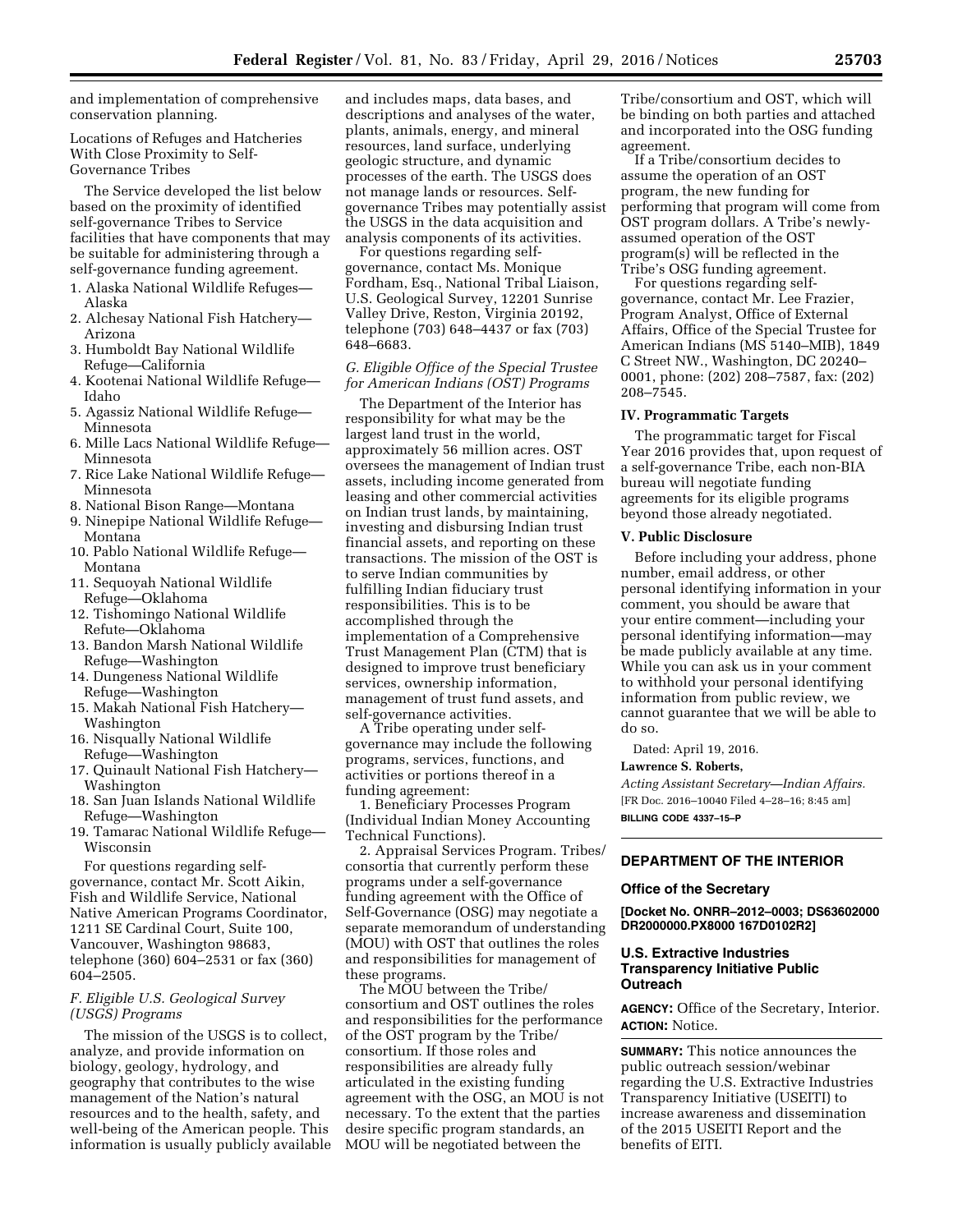and implementation of comprehensive conservation planning.

Locations of Refuges and Hatcheries With Close Proximity to Self-Governance Tribes

The Service developed the list below based on the proximity of identified self-governance Tribes to Service facilities that have components that may be suitable for administering through a self-governance funding agreement.

1. Alaska National Wildlife Refuges—Alaska
2. Alchesay National Fish Hatchery—Arizona
3. Humboldt Bay National Wildlife Refuge—California
4. Kootenai National Wildlife Refuge—Idaho
5. Agassiz National Wildlife Refuge—Minnesota
6. Mille Lacs National Wildlife Refuge—Minnesota
7. Rice Lake National Wildlife Refuge—Minnesota
8. National Bison Range—Montana
9. Ninepipe National Wildlife Refuge—Montana
10. Pablo National Wildlife Refuge—Montana
11. Sequoyah National Wildlife Refuge—Oklahoma
12. Tishomingo National Wildlife Refute—Oklahoma
13. Bandon Marsh National Wildlife Refuge—Washington
14. Dungeness National Wildlife Refuge—Washington
15. Makah National Fish Hatchery—Washington
16. Nisqually National Wildlife Refuge—Washington
17. Quinault National Fish Hatchery—Washington
18. San Juan Islands National Wildlife Refuge—Washington
19. Tamarac National Wildlife Refuge—Wisconsin

For questions regarding self-governance, contact Mr. Scott Aikin, Fish and Wildlife Service, National Native American Programs Coordinator, 1211 SE Cardinal Court, Suite 100, Vancouver, Washington 98683, telephone (360) 604–2531 or fax (360) 604–2505.

### *F. Eligible U.S. Geological Survey (USGS) Programs*

The mission of the USGS is to collect, analyze, and provide information on biology, geology, hydrology, and geography that contributes to the wise management of the Nation's natural resources and to the health, safety, and well-being of the American people. This information is usually publicly available and includes maps, data bases, and descriptions and analyses of the water, plants, animals, energy, and mineral resources, land surface, underlying geologic structure, and dynamic processes of the earth. The USGS does not manage lands or resources. Self-governance Tribes may potentially assist the USGS in the data acquisition and analysis components of its activities.

For questions regarding self-governance, contact Ms. Monique Fordham, Esq., National Tribal Liaison, U.S. Geological Survey, 12201 Sunrise Valley Drive, Reston, Virginia 20192, telephone (703) 648–4437 or fax (703) 648–6683.

### *G. Eligible Office of the Special Trustee for American Indians (OST) Programs*

The Department of the Interior has responsibility for what may be the largest land trust in the world, approximately 56 million acres. OST oversees the management of Indian trust assets, including income generated from leasing and other commercial activities on Indian trust lands, by maintaining, investing and disbursing Indian trust financial assets, and reporting on these transactions. The mission of the OST is to serve Indian communities by fulfilling Indian fiduciary trust responsibilities. This is to be accomplished through the implementation of a Comprehensive Trust Management Plan (CTM) that is designed to improve trust beneficiary services, ownership information, management of trust fund assets, and self-governance activities.

A Tribe operating under self-governance may include the following programs, services, functions, and activities or portions thereof in a funding agreement:

1. Beneficiary Processes Program (Individual Indian Money Accounting Technical Functions).
2. Appraisal Services Program. Tribes/consortia that currently perform these programs under a self-governance funding agreement with the Office of Self-Governance (OSG) may negotiate a separate memorandum of understanding (MOU) with OST that outlines the roles and responsibilities for management of these programs.

The MOU between the Tribe/consortium and OST outlines the roles and responsibilities for the performance of the OST program by the Tribe/consortium. If those roles and responsibilities are already fully articulated in the existing funding agreement with the OSG, an MOU is not necessary. To the extent that the parties desire specific program standards, an MOU will be negotiated between the Tribe/consortium and OST, which will be binding on both parties and attached and incorporated into the OSG funding agreement.

If a Tribe/consortium decides to assume the operation of an OST program, the new funding for performing that program will come from OST program dollars. A Tribe's newly-assumed operation of the OST program(s) will be reflected in the Tribe's OSG funding agreement.

For questions regarding self-governance, contact Mr. Lee Frazier, Program Analyst, Office of External Affairs, Office of the Special Trustee for American Indians (MS 5140–MIB), 1849 C Street NW., Washington, DC 20240–0001, phone: (202) 208–7587, fax: (202) 208–7545.

## IV. Programmatic Targets

The programmatic target for Fiscal Year 2016 provides that, upon request of a self-governance Tribe, each non-BIA bureau will negotiate funding agreements for its eligible programs beyond those already negotiated.

## V. Public Disclosure

Before including your address, phone number, email address, or other personal identifying information in your comment, you should be aware that your entire comment—including your personal identifying information—may be made publicly available at any time. While you can ask us in your comment to withhold your personal identifying information from public review, we cannot guarantee that we will be able to do so.

Dated: April 19, 2016.

**Lawrence S. Roberts,**

*Acting Assistant Secretary—Indian Affairs.*

[FR Doc. 2016–10040 Filed 4–28–16; 8:45 am]

**BILLING CODE 4337–15–P**

---

## DEPARTMENT OF THE INTERIOR

### Office of the Secretary

**[Docket No. ONRR–2012–0003; DS63602000 DR2000000.PX8000 167D0102R2]**

### U.S. Extractive Industries Transparency Initiative Public Outreach

**AGENCY:** Office of the Secretary, Interior.

**ACTION:** Notice.

**SUMMARY:** This notice announces the public outreach session/webinar regarding the U.S. Extractive Industries Transparency Initiative (USEITI) to increase awareness and dissemination of the 2015 USEITI Report and the benefits of EITI.